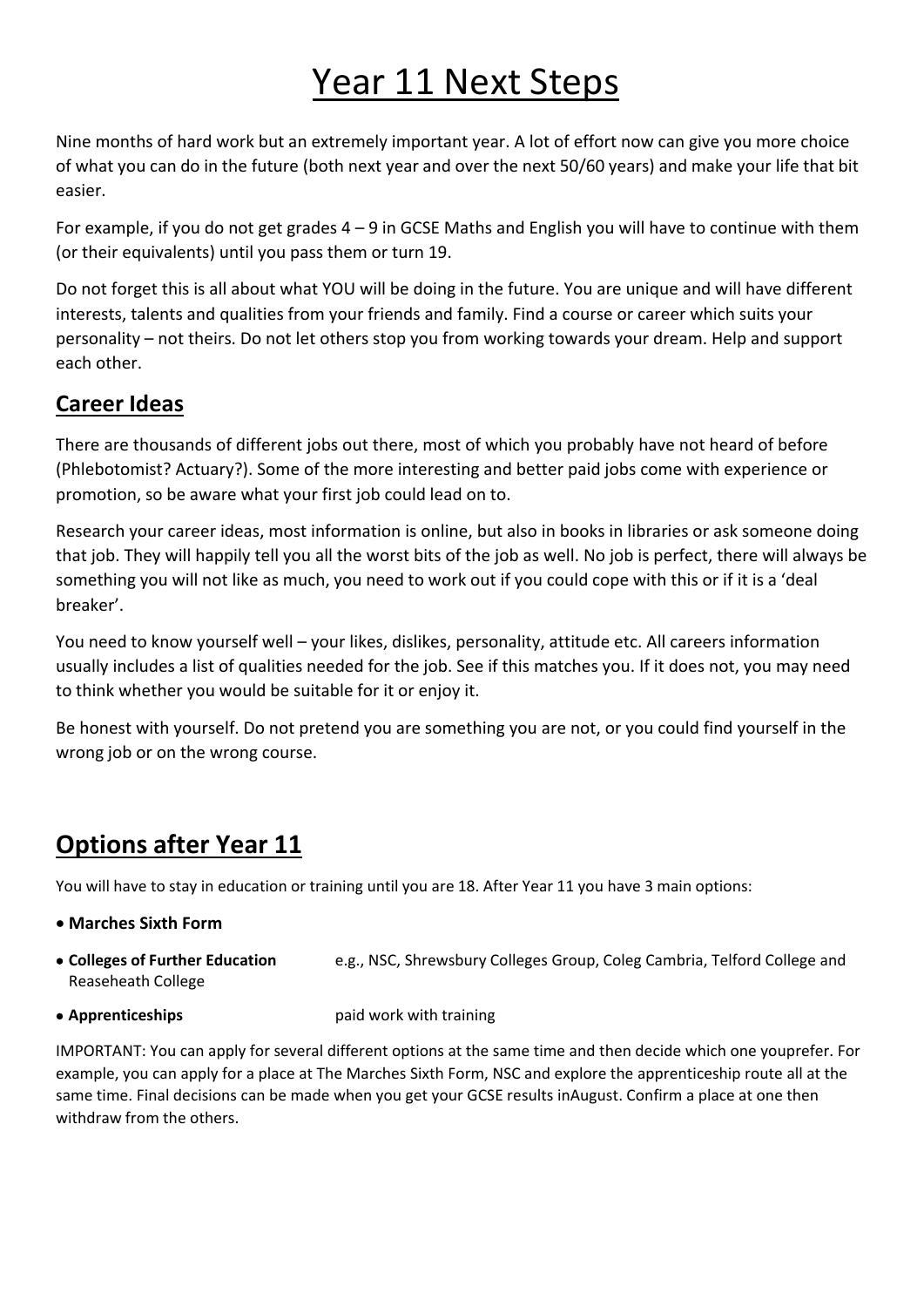# Year 11 Next Steps

Nine months of hard work but an extremely important year. A lot of effort now can give you more choice of what you can do in the future (both next year and over the next 50/60 years) and make your life that bit easier.

For example, if you do not get grades 4 – 9 in GCSE Maths and English you will have to continue with them (or their equivalents) until you pass them or turn 19.

Do not forget this is all about what YOU will be doing in the future. You are unique and will have different interests, talents and qualities from your friends and family. Find a course or career which suits your personality – not theirs. Do not let others stop you from working towards your dream. Help and support each other.

## Career Ideas

There are thousands of different jobs out there, most of which you probably have not heard of before (Phlebotomist? Actuary?). Some of the more interesting and better paid jobs come with experience or promotion, so be aware what your first job could lead on to.

Research your career ideas, most information is online, but also in books in libraries or ask someone doing that job. They will happily tell you all the worst bits of the job as well. No job is perfect, there will always be something you will not like as much, you need to work out if you could cope with this or if it is a 'deal breaker'.

You need to know yourself well – your likes, dislikes, personality, attitude etc. All careers information usually includes a list of qualities needed for the job. See if this matches you. If it does not, you may need to think whether you would be suitable for it or enjoy it.

Be honest with yourself. Do not pretend you are something you are not, or you could find yourself in the wrong job or on the wrong course.

## Options after Year 11

You will have to stay in education or training until you are 18. After Year 11 you have 3 main options:

- **Marches Sixth Form**
- **Colleges of Further Education** e.g., NSC, Shrewsbury Colleges Group, Coleg Cambria, Telford College and Reaseheath College
- **Apprenticeships** paid work with training

IMPORTANT: You can apply for several different options at the same time and then decide which one youprefer. For example, you can apply for a place at The Marches Sixth Form, NSC and explore the apprenticeship route all at the same time. Final decisions can be made when you get your GCSE results inAugust. Confirm a place at one then withdraw from the others.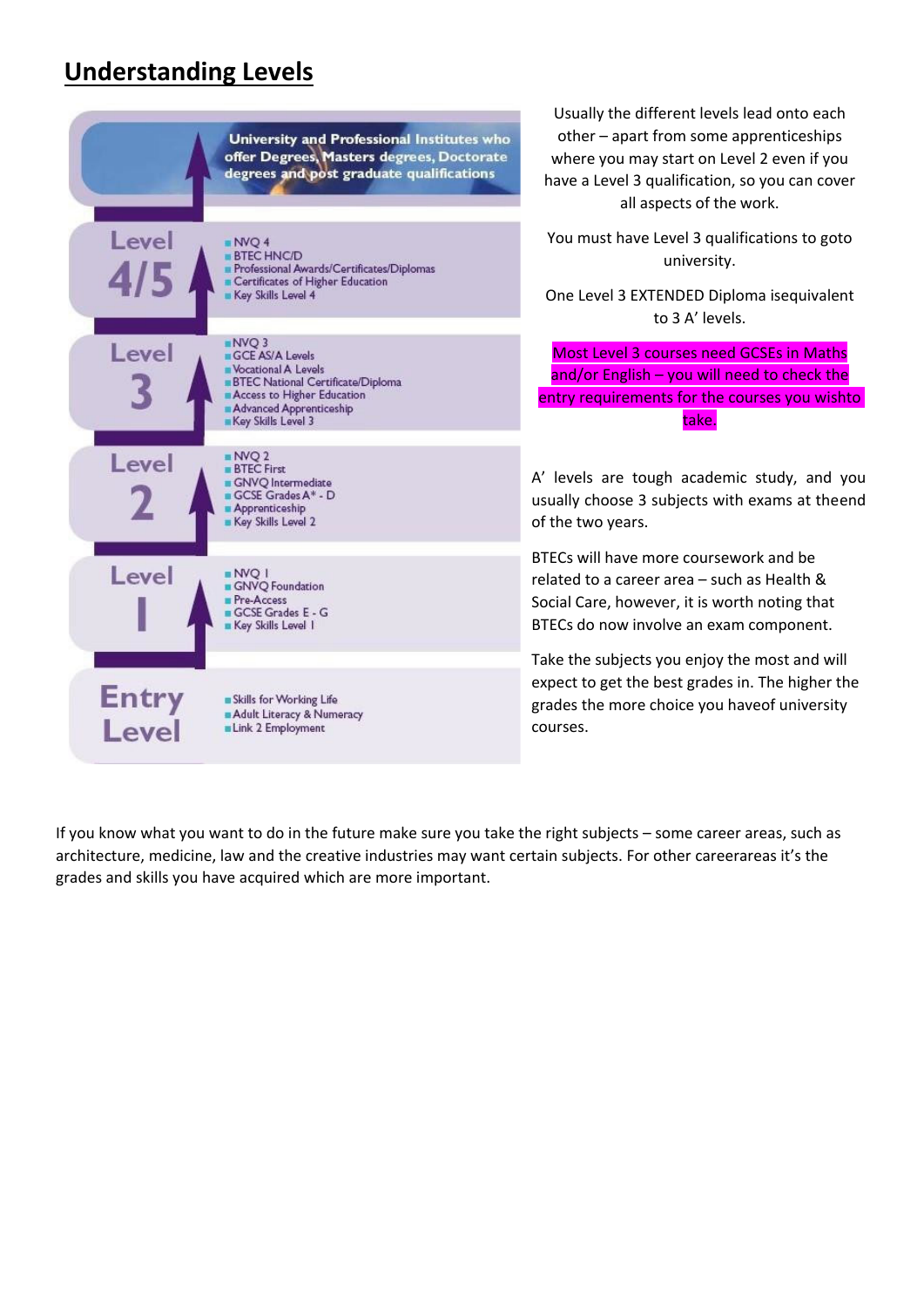## Understanding Levels

University and Professional Institutes who offer Degrees, Masters degrees, Doctorate degrees and post graduate qualifications

| Level | Qualifications |
| --- | --- |
| Level 4/5 | NVQ 4<br>BTEC HNC/D<br>Professional Awards/Certificates/Diplomas<br>Certificates of Higher Education<br>Key Skills Level 4 |
| Level 3 | NVQ 3<br>GCE AS/A Levels<br>Vocational A Levels<br>BTEC National Certificate/Diploma<br>Access to Higher Education<br>Advanced Apprenticeship<br>Key Skills Level 3 |
| Level 2 | NVQ 2<br>BTEC First<br>GNVQ Intermediate<br>GCSE Grades A* - D<br>Apprenticeship<br>Key Skills Level 2 |
| Level 1 | NVQ 1<br>GNVQ Foundation<br>Pre-Access<br>GCSE Grades E - G<br>Key Skills Level 1 |
| Entry Level | Skills for Working Life<br>Adult Literacy & Numeracy<br>Link 2 Employment |

Usually the different levels lead onto each other – apart from some apprenticeships where you may start on Level 2 even if you have a Level 3 qualification, so you can cover all aspects of the work.

You must have Level 3 qualifications to goto university.

One Level 3 EXTENDED Diploma isequivalent to 3 A' levels.

Most Level 3 courses need GCSEs in Maths and/or English – you will need to check the entry requirements for the courses you wishto take.

A' levels are tough academic study, and you usually choose 3 subjects with exams at theend of the two years.

BTECs will have more coursework and be related to a career area – such as Health & Social Care, however, it is worth noting that BTECs do now involve an exam component.

Take the subjects you enjoy the most and will expect to get the best grades in. The higher the grades the more choice you haveof university courses.

If you know what you want to do in the future make sure you take the right subjects – some career areas, such as architecture, medicine, law and the creative industries may want certain subjects. For other careerareas it's the grades and skills you have acquired which are more important.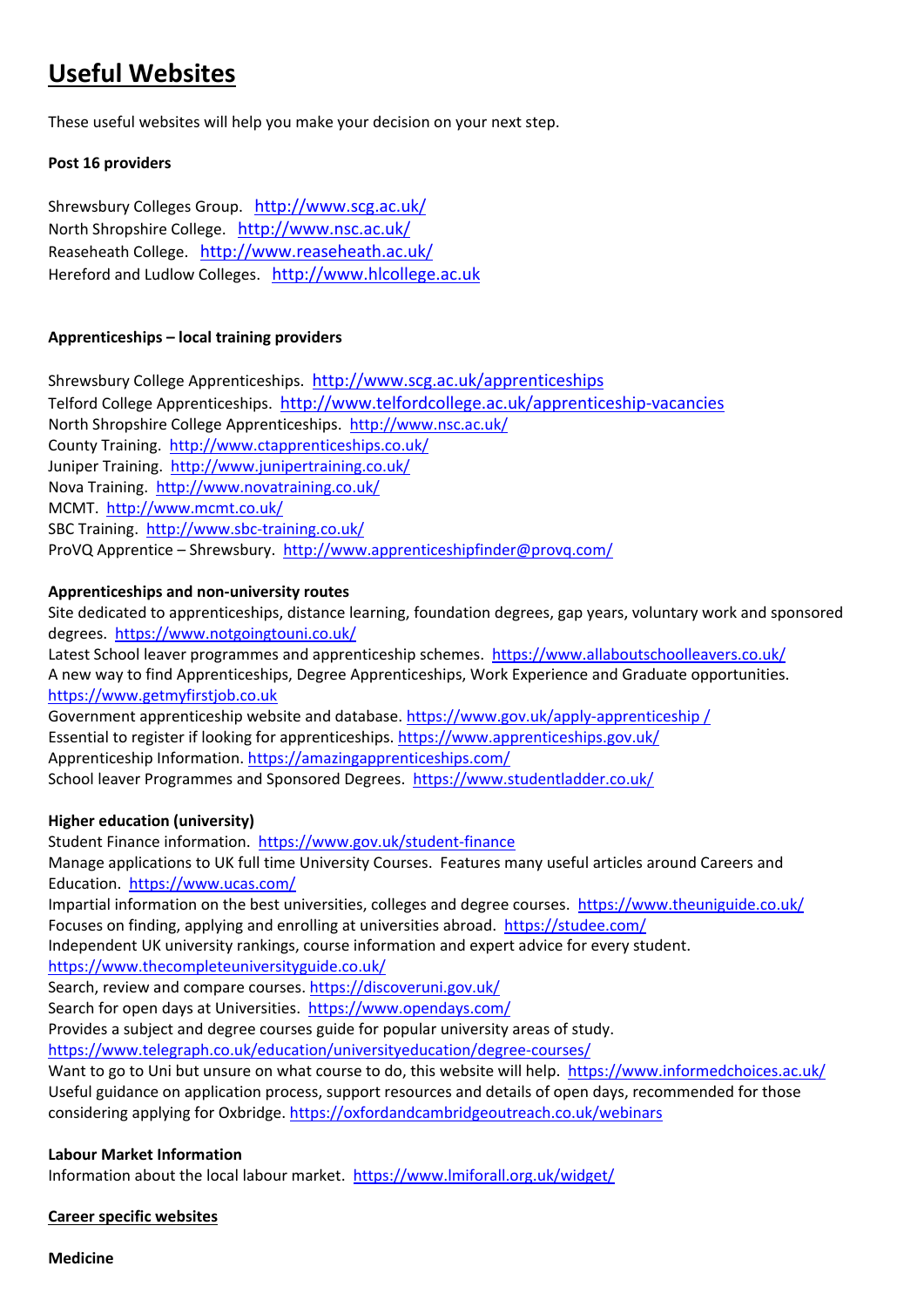# Useful Websites

These useful websites will help you make your decision on your next step.

**Post 16 providers**

Shrewsbury Colleges Group. http://www.scg.ac.uk/
North Shropshire College. http://www.nsc.ac.uk/
Reaseheath College. http://www.reaseheath.ac.uk/
Hereford and Ludlow Colleges. http://www.hlcollege.ac.uk

**Apprenticeships – local training providers**

Shrewsbury College Apprenticeships. http://www.scg.ac.uk/apprenticeships
Telford College Apprenticeships. http://www.telfordcollege.ac.uk/apprenticeship-vacancies
North Shropshire College Apprenticeships. http://www.nsc.ac.uk/
County Training. http://www.ctapprenticeships.co.uk/
Juniper Training. http://www.junipertraining.co.uk/
Nova Training. http://www.novatraining.co.uk/
MCMT. http://www.mcmt.co.uk/
SBC Training. http://www.sbc-training.co.uk/
ProVQ Apprentice – Shrewsbury. http://www.apprenticeshipfinder@provq.com/

**Apprenticeships and non-university routes**

Site dedicated to apprenticeships, distance learning, foundation degrees, gap years, voluntary work and sponsored degrees. https://www.notgoingtouni.co.uk/
Latest School leaver programmes and apprenticeship schemes. https://www.allaboutschoolleavers.co.uk/
A new way to find Apprenticeships, Degree Apprenticeships, Work Experience and Graduate opportunities. https://www.getmyfirstjob.co.uk
Government apprenticeship website and database. https://www.gov.uk/apply-apprenticeship /
Essential to register if looking for apprenticeships. https://www.apprenticeships.gov.uk/
Apprenticeship Information. https://amazingapprenticeships.com/
School leaver Programmes and Sponsored Degrees. https://www.studentladder.co.uk/

**Higher education (university)**

Student Finance information. https://www.gov.uk/student-finance
Manage applications to UK full time University Courses. Features many useful articles around Careers and Education. https://www.ucas.com/
Impartial information on the best universities, colleges and degree courses. https://www.theuniguide.co.uk/
Focuses on finding, applying and enrolling at universities abroad. https://studee.com/
Independent UK university rankings, course information and expert advice for every student. https://www.thecompleteuniversityguide.co.uk/
Search, review and compare courses. https://discoveruni.gov.uk/
Search for open days at Universities. https://www.opendays.com/
Provides a subject and degree courses guide for popular university areas of study. https://www.telegraph.co.uk/education/universityeducation/degree-courses/
Want to go to Uni but unsure on what course to do, this website will help. https://www.informedchoices.ac.uk/
Useful guidance on application process, support resources and details of open days, recommended for those considering applying for Oxbridge. https://oxfordandcambridgeoutreach.co.uk/webinars

**Labour Market Information**

Information about the local labour market. https://www.lmiforall.org.uk/widget/

**Career specific websites**

**Medicine**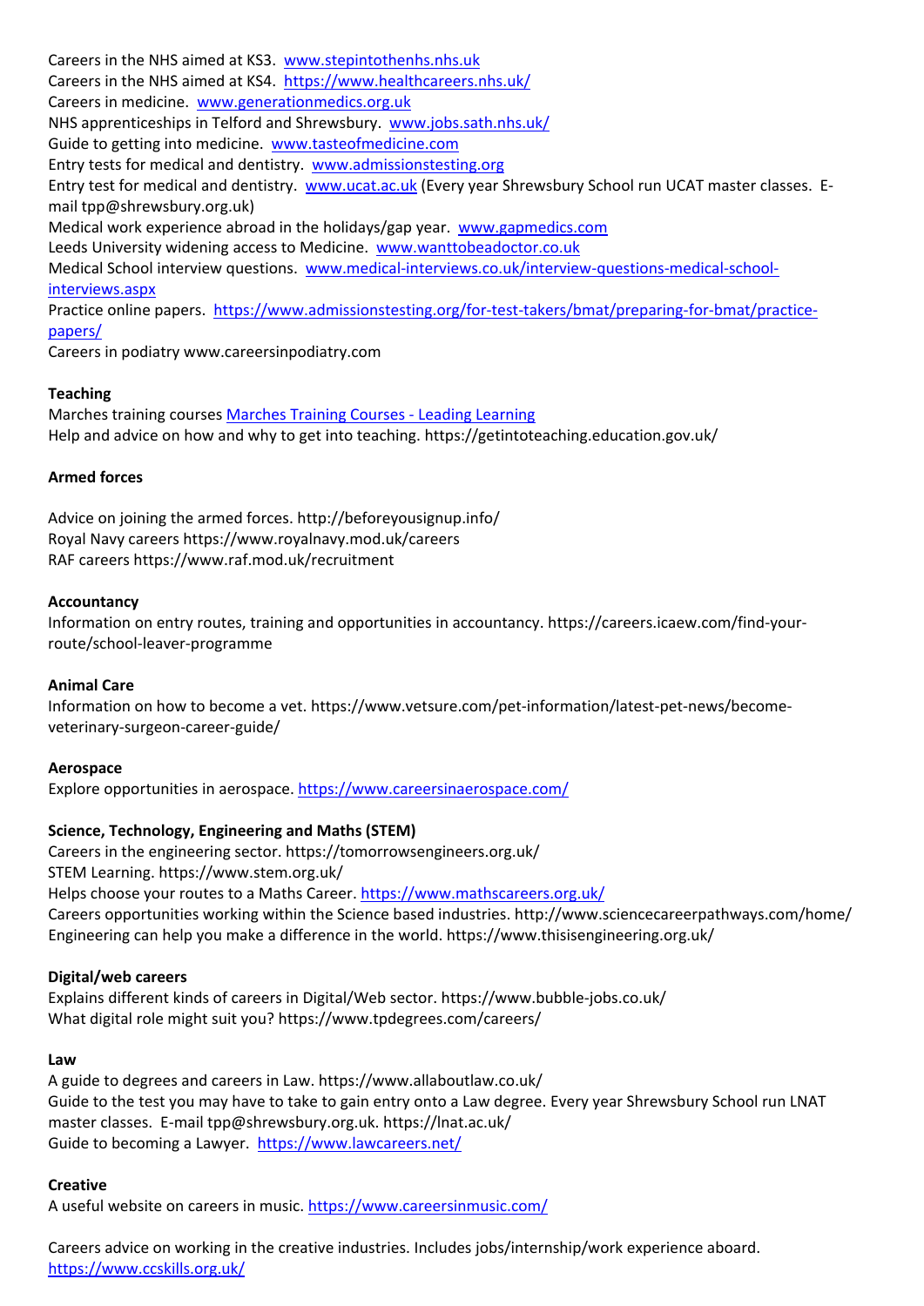Careers in the NHS aimed at KS3. www.stepintothenhs.nhs.uk
Careers in the NHS aimed at KS4. https://www.healthcareers.nhs.uk/
Careers in medicine. www.generationmedics.org.uk
NHS apprenticeships in Telford and Shrewsbury. www.jobs.sath.nhs.uk/
Guide to getting into medicine. www.tasteofmedicine.com
Entry tests for medical and dentistry. www.admissionstesting.org
Entry test for medical and dentistry. www.ucat.ac.uk (Every year Shrewsbury School run UCAT master classes. E-mail tpp@shrewsbury.org.uk)
Medical work experience abroad in the holidays/gap year. www.gapmedics.com
Leeds University widening access to Medicine. www.wanttobeadoctor.co.uk
Medical School interview questions. www.medical-interviews.co.uk/interview-questions-medical-school-interviews.aspx
Practice online papers. https://www.admissionstesting.org/for-test-takers/bmat/preparing-for-bmat/practice-papers/
Careers in podiatry www.careersinpodiatry.com

**Teaching**
Marches training courses Marches Training Courses - Leading Learning
Help and advice on how and why to get into teaching. https://getintoteaching.education.gov.uk/

**Armed forces**

Advice on joining the armed forces. http://beforeyousignup.info/
Royal Navy careers https://www.royalnavy.mod.uk/careers
RAF careers https://www.raf.mod.uk/recruitment

**Accountancy**
Information on entry routes, training and opportunities in accountancy. https://careers.icaew.com/find-your-route/school-leaver-programme

**Animal Care**
Information on how to become a vet. https://www.vetsure.com/pet-information/latest-pet-news/become-veterinary-surgeon-career-guide/

**Aerospace**
Explore opportunities in aerospace. https://www.careersinaerospace.com/

**Science, Technology, Engineering and Maths (STEM)**
Careers in the engineering sector. https://tomorrowsengineers.org.uk/
STEM Learning. https://www.stem.org.uk/
Helps choose your routes to a Maths Career. https://www.mathscareers.org.uk/
Careers opportunities working within the Science based industries. http://www.sciencecareerpathways.com/home/
Engineering can help you make a difference in the world. https://www.thisisengineering.org.uk/

**Digital/web careers**
Explains different kinds of careers in Digital/Web sector. https://www.bubble-jobs.co.uk/
What digital role might suit you? https://www.tpdegrees.com/careers/

**Law**
A guide to degrees and careers in Law. https://www.allaboutlaw.co.uk/
Guide to the test you may have to take to gain entry onto a Law degree. Every year Shrewsbury School run LNAT master classes. E-mail tpp@shrewsbury.org.uk. https://lnat.ac.uk/
Guide to becoming a Lawyer. https://www.lawcareers.net/

**Creative**
A useful website on careers in music. https://www.careersinmusic.com/

Careers advice on working in the creative industries. Includes jobs/internship/work experience aboard. https://www.ccskills.org.uk/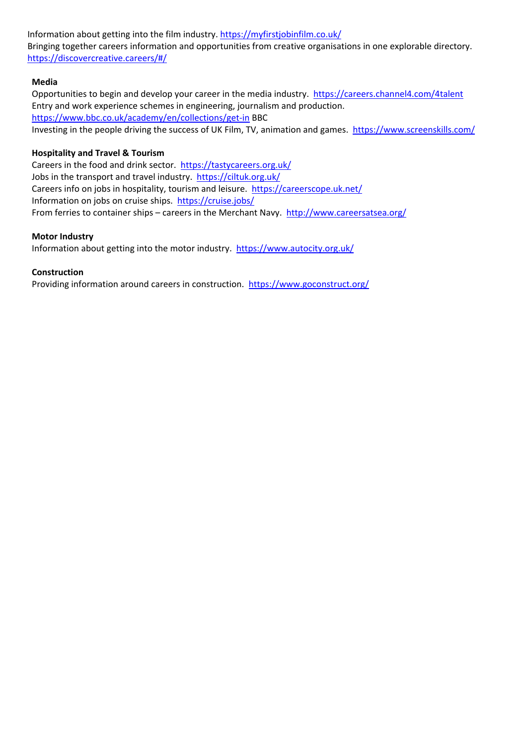Information about getting into the film industry. https://myfirstjobinfilm.co.uk/
Bringing together careers information and opportunities from creative organisations in one explorable directory. https://discovercreative.careers/#/

**Media**

Opportunities to begin and develop your career in the media industry. https://careers.channel4.com/4talent
Entry and work experience schemes in engineering, journalism and production. https://www.bbc.co.uk/academy/en/collections/get-in BBC
Investing in the people driving the success of UK Film, TV, animation and games. https://www.screenskills.com/

**Hospitality and Travel & Tourism**

Careers in the food and drink sector. https://tastycareers.org.uk/
Jobs in the transport and travel industry. https://ciltuk.org.uk/
Careers info on jobs in hospitality, tourism and leisure. https://careerscope.uk.net/
Information on jobs on cruise ships. https://cruise.jobs/
From ferries to container ships – careers in the Merchant Navy. http://www.careersatsea.org/

**Motor Industry**

Information about getting into the motor industry. https://www.autocity.org.uk/

**Construction**

Providing information around careers in construction. https://www.goconstruct.org/